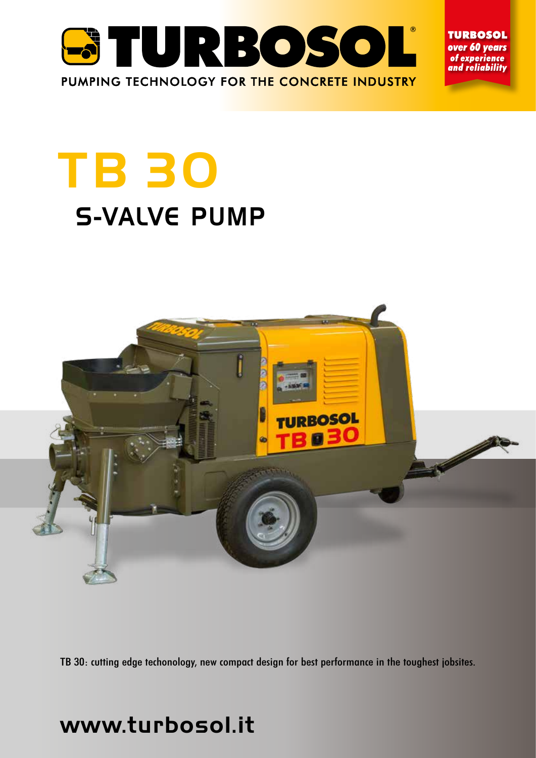TURBOSOL®

PUMPING TECHNOLOGY FOR THE CONCRETE INDUSTRY

**TURBOSOL**
*over 60 years of experience and reliability*

# TB 30

## S-VALVE PUMP

TB 30: cutting edge techonology, new compact design for best performance in the toughest jobsites.

**www.turbosol.it**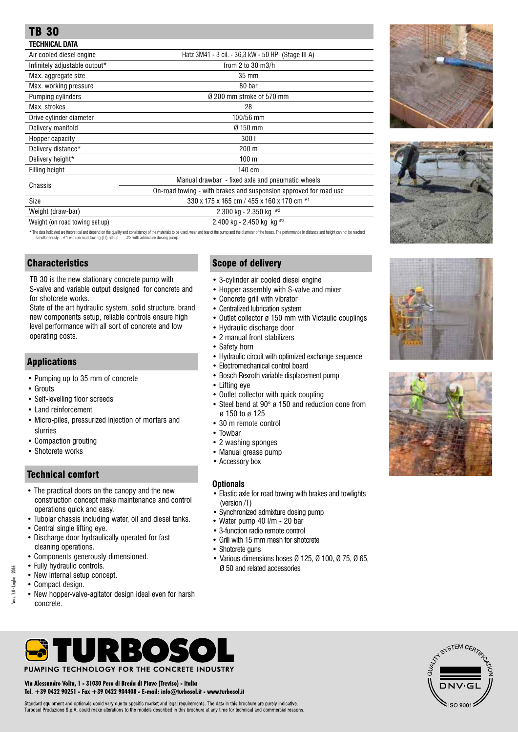# TB 30

## TECHNICAL DATA

| | |
|---|---|
| Air cooled diesel engine | Hatz 3M41 - 3 cil. - 36,3 kW - 50 HP (Stage III A) |
| Infinitely adjustable output* | from 2 to 30 m3/h |
| Max. aggregate size | 35 mm |
| Max. working pressure | 80 bar |
| Pumping cylinders | Ø 200 mm stroke of 570 mm |
| Max. strokes | 28 |
| Drive cylinder diameter | 100/56 mm |
| Delivery manifold | Ø 150 mm |
| Hopper capacity | 300 l |
| Delivery distance* | 200 m |
| Delivery height* | 100 m |
| Filling height | 140 cm |
| Chassis | Manual drawbar - fixed axle and pneumatic wheels |
| | On-road towing - with brakes and suspension approved for road use |
| Size | 330 x 175 x 165 cm / 455 x 160 x 170 cm #1 |
| Weight (draw-bar) | 2.300 kg - 2.350 kg #2 |
| Weight (on road towing set up) | 2.400 kg - 2.450 kg kg #2 |

\* The data indicated are theoretical and depend on the quality and consistency of the materials to be used, wear and tear of the pump and the diameter of the hoses. The performance in distance and height can not be reached simultaneously. #1 with on road towing (/T) set up #2 with admixture dosing pump

## Characteristics

TB 30 is the new stationary concrete pump with S-valve and variable output designed for concrete and for shotcrete works.
State of the art hydraulic system, solid structure, brand new components setup, reliable controls ensure high level performance with all sort of concrete and low operating costs.

## Applications

- Pumping up to 35 mm of concrete
- Grouts
- Self-levelling floor screeds
- Land reinforcement
- Micro-piles, pressurized injection of mortars and slurries
- Compaction grouting
- Shotcrete works

## Technical comfort

- The practical doors on the canopy and the new construction concept make maintenance and control operations quick and easy.
- Tubolar chassis including water, oil and diesel tanks.
- Central single lifting eye.
- Discharge door hydraulically operated for fast cleaning operations.
- Components generously dimensioned.
- Fully hydraulic controls.
- New internal setup concept.
- Compact design.
- New hopper-valve-agitator design ideal even for harsh concrete.

## Scope of delivery

- 3-cylinder air cooled diesel engine
- Hopper assembly with S-valve and mixer
- Concrete grill with vibrator
- Centralized lubrication system
- Outlet collector ø 150 mm with Victaulic couplings
- Hydraulic discharge door
- 2 manual front stabilizers
- Safety horn
- Hydraulic circuit with optimized exchange sequence
- Electromechanical control board
- Bosch Rexroth variable displacement pump
- Lifting eye
- Outlet collector with quick coupling
- Steel bend at 90° ø 150 and reduction cone from ø 150 to ø 125
- 30 m remote control
- Towbar
- 2 washing sponges
- Manual grease pump
- Accessory box

### Optionals

- Elastic axle for road towing with brakes and towlights (version /T)
- Synchronized admixture dosing pump
- Water pump 40 l/m - 20 bar
- 3-function radio remote control
- Grill with 15 mm mesh for shotcrete
- Shotcrete guns
- Various dimensions hoses Ø 125, Ø 100, Ø 75, Ø 65, Ø 50 and related accessories

Vers. 1.0 - Luglio - 2016

TURBOSOL
PUMPING TECHNOLOGY FOR THE CONCRETE INDUSTRY

Via Alessandro Volta, 1 - 31030 Pero di Breda di Piave (Treviso) - Italia
Tel. +39 0422 90251 - Fax +39 0422 904408 - E-mail: info@turbosol.it - www.turbosol.it

Standard equipment and optionals could vary due to specific market and legal requirements. The data in this brochure are purely indicative.
Turbosol Produzione S.p.A. could make alterations to the models described in this brochure at any time for technical and commercial reasons.

QUALITY SYSTEM CERTIFICATION DNV·GL ISO 9001